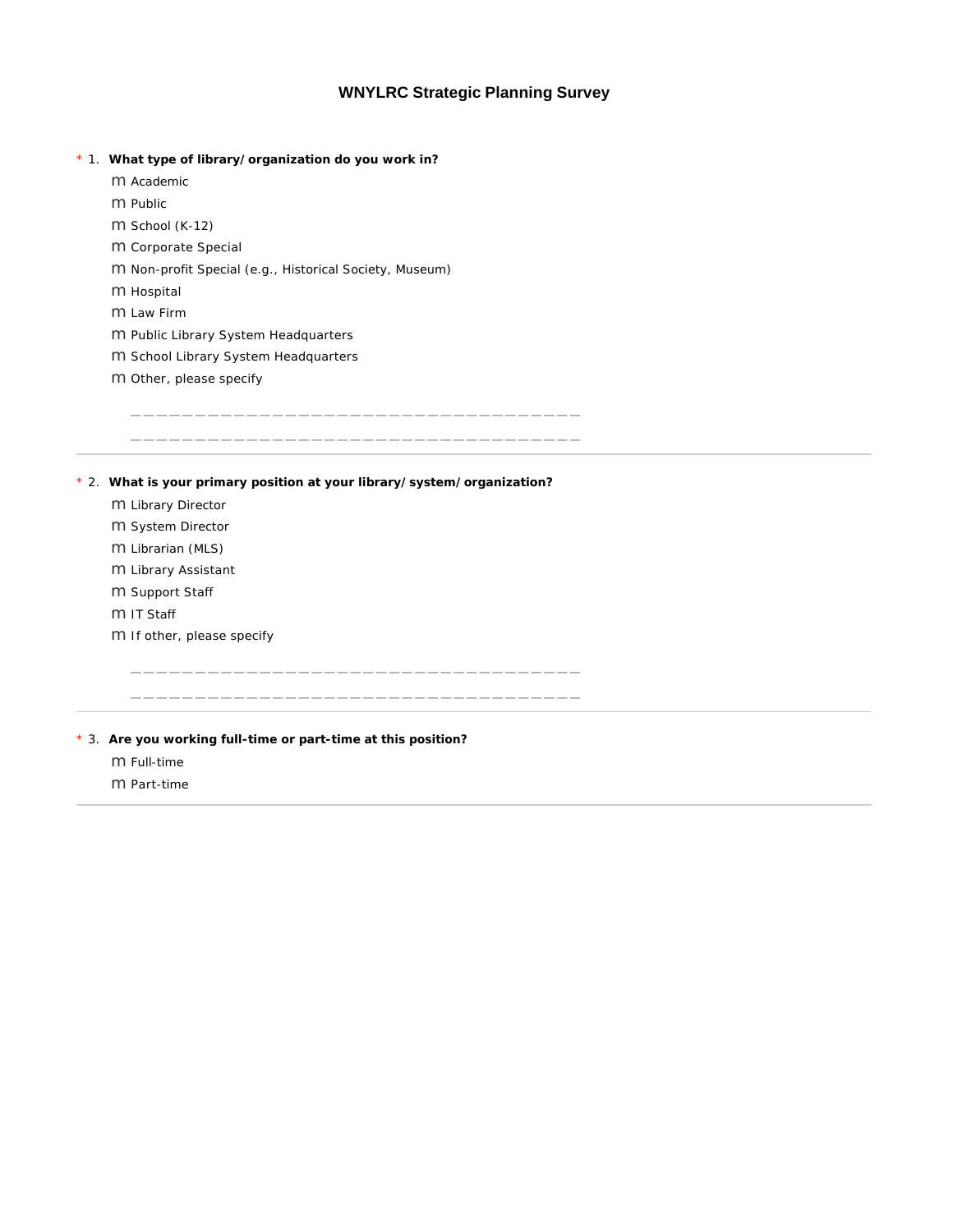# WNYLRC Strategic Planning Survey

\* 1. **What type of library/ organization do you work in?**

- Academic
- Public
- School (K-12)
- Corporate Special
- Non-profit Special (e.g., Historical Society, Museum)
- Hospital
- Law Firm
- Public Library System Headquarters
- School Library System Headquarters
- Other, please specify

____________________________________

____________________________________

---

\* 2. **What is your primary position at your library/ system/ organization?**

- Library Director
- System Director
- Librarian (MLS)
- Library Assistant
- Support Staff
- IT Staff
- If other, please specify

____________________________________

____________________________________

---

\* 3. **Are you working full-time or part-time at this position?**

- Full-time
- Part-time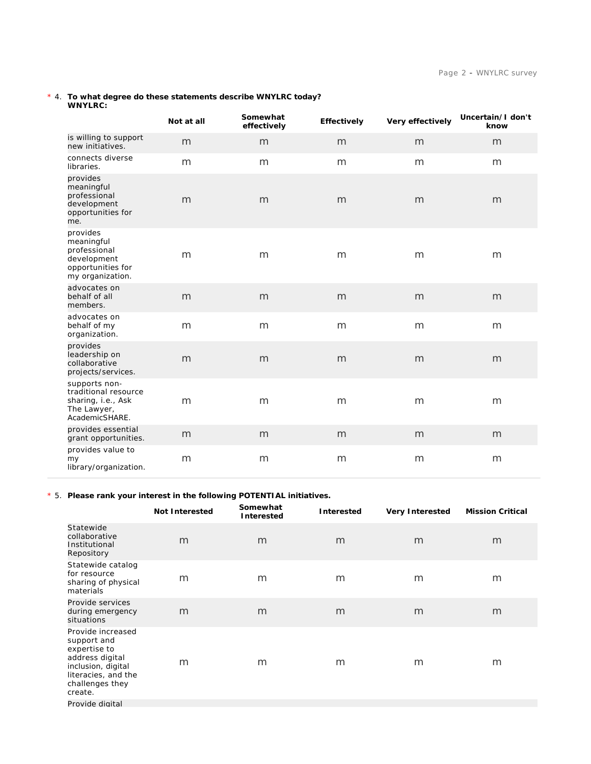\* 4. **To what degree do these statements describe WNYLRC today? WNYLRC:**

| | Not at all | Somewhat effectively | Effectively | Very effectively | Uncertain/I don't know |
|---|---|---|---|---|---|
| is willing to support new initiatives. | m | m | m | m | m |
| connects diverse libraries. | m | m | m | m | m |
| provides meaningful professional development opportunities for me. | m | m | m | m | m |
| provides meaningful professional development opportunities for my organization. | m | m | m | m | m |
| advocates on behalf of all members. | m | m | m | m | m |
| advocates on behalf of my organization. | m | m | m | m | m |
| provides leadership on collaborative projects/services. | m | m | m | m | m |
| supports non-traditional resource sharing, i.e., Ask The Lawyer, AcademicSHARE. | m | m | m | m | m |
| provides essential grant opportunities. | m | m | m | m | m |
| provides value to my library/organization. | m | m | m | m | m |

\* 5. **Please rank your interest in the following POTENTIAL initiatives.**

| | Not Interested | Somewhat Interested | Interested | Very Interested | Mission Critical |
|---|---|---|---|---|---|
| Statewide collaborative Institutional Repository | m | m | m | m | m |
| Statewide catalog for resource sharing of physical materials | m | m | m | m | m |
| Provide services during emergency situations | m | m | m | m | m |
| Provide increased support and expertise to address digital inclusion, digital literacies, and the challenges they create. | m | m | m | m | m |
| Provide digital | | | | | |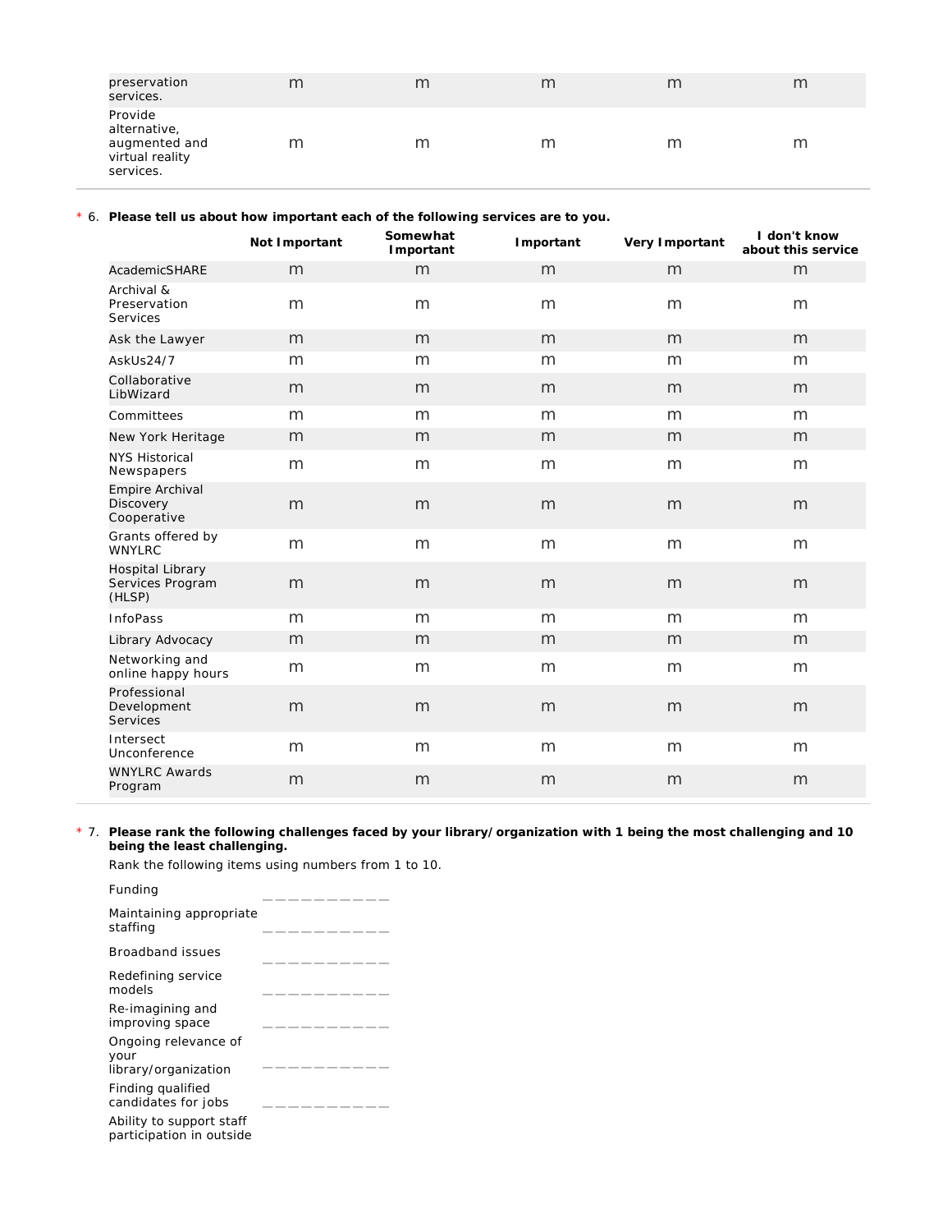| | | | | | |
|---|---|---|---|---|---|
| preservation services. | m | m | m | m | m |
| Provide alternative, augmented and virtual reality services. | m | m | m | m | m |

\* 6. **Please tell us about how important each of the following services are to you.**

| | Not Important | Somewhat Important | Important | Very Important | I don't know about this service |
|---|---|---|---|---|---|
| AcademicSHARE | m | m | m | m | m |
| Archival & Preservation Services | m | m | m | m | m |
| Ask the Lawyer | m | m | m | m | m |
| AskUs24/7 | m | m | m | m | m |
| Collaborative LibWizard | m | m | m | m | m |
| Committees | m | m | m | m | m |
| New York Heritage | m | m | m | m | m |
| NYS Historical Newspapers | m | m | m | m | m |
| Empire Archival Discovery Cooperative | m | m | m | m | m |
| Grants offered by WNYLRC | m | m | m | m | m |
| Hospital Library Services Program (HLSP) | m | m | m | m | m |
| InfoPass | m | m | m | m | m |
| Library Advocacy | m | m | m | m | m |
| Networking and online happy hours | m | m | m | m | m |
| Professional Development Services | m | m | m | m | m |
| Intersect Unconference | m | m | m | m | m |
| WNYLRC Awards Program | m | m | m | m | m |

\* 7. **Please rank the following challenges faced by your library/organization with 1 being the most challenging and 10 being the least challenging.**

Rank the following items using numbers from 1 to 10.

Funding __________

Maintaining appropriate staffing __________

Broadband issues __________

Redefining service models __________

Re-imagining and improving space __________

Ongoing relevance of your library/organization __________

Finding qualified candidates for jobs __________

Ability to support staff participation in outside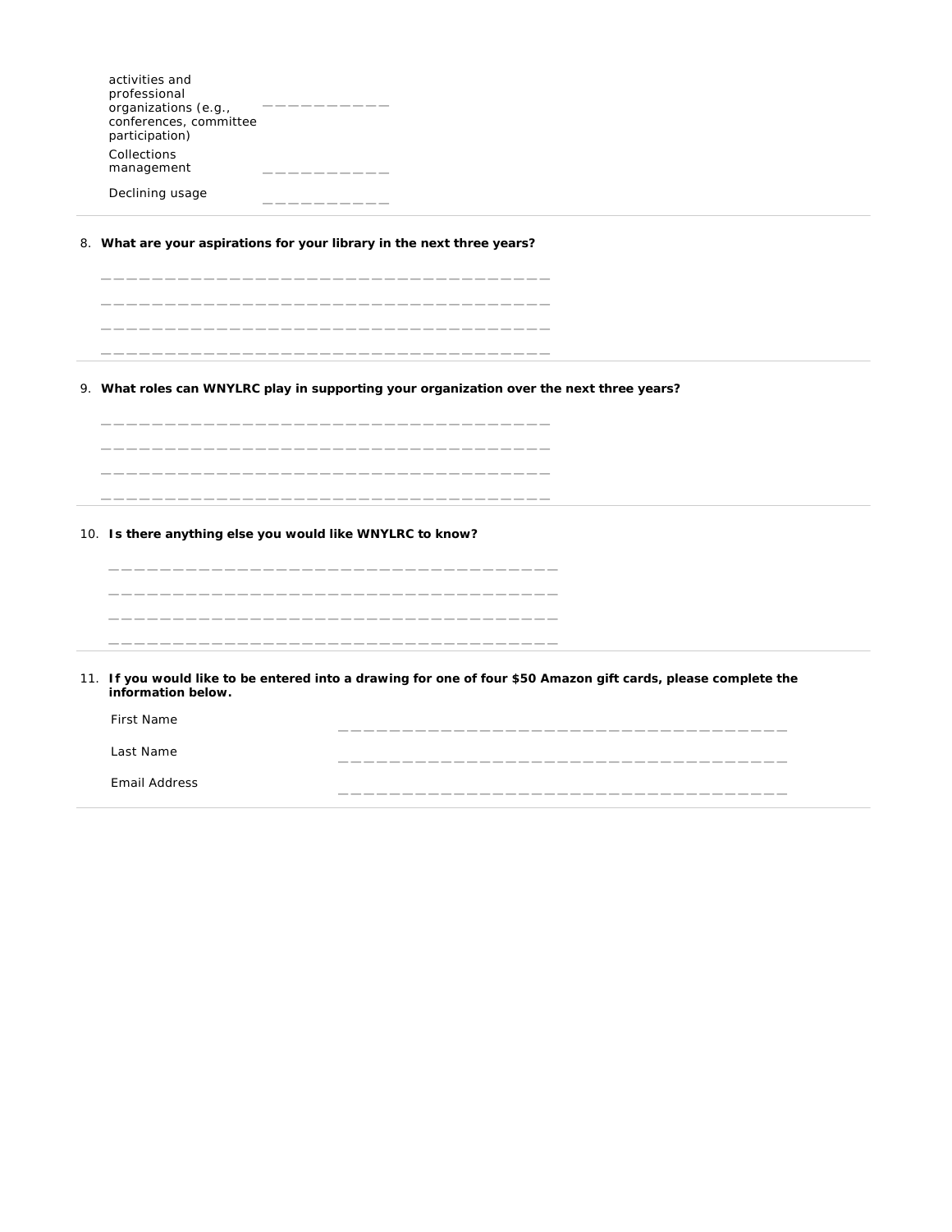| | |
|---|---|
| activities and professional organizations (e.g., conferences, committee participation) | __________ |
| Collections management | __________ |
| Declining usage | __________ |

8. **What are your aspirations for your library in the next three years?**

____________________________________
____________________________________
____________________________________
____________________________________

9. **What roles can WNYLRC play in supporting your organization over the next three years?**

____________________________________
____________________________________
____________________________________
____________________________________

10. **Is there anything else you would like WNYLRC to know?**

____________________________________
____________________________________
____________________________________
____________________________________

11. **If you would like to be entered into a drawing for one of four $50 Amazon gift cards, please complete the information below.**

| | |
|---|---|
| First Name | ____________________________________ |
| Last Name | ____________________________________ |
| Email Address | ____________________________________ |